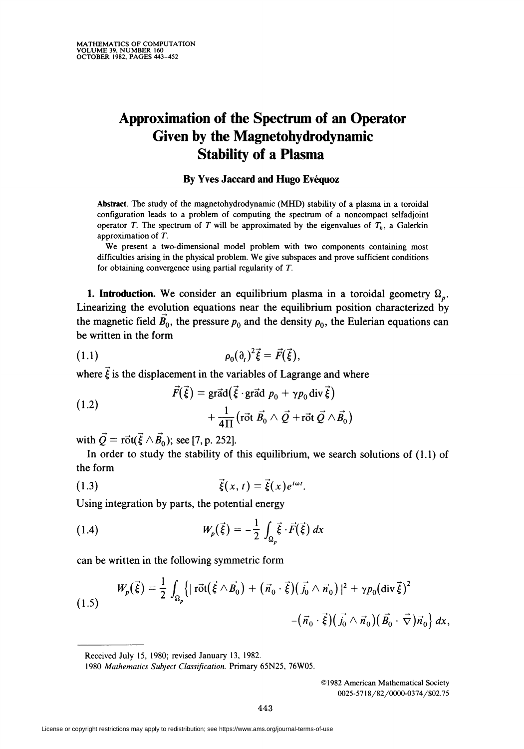# Approximation of the Spectrum of an Operator Given by the Magnetohydrodynamic Stability of a Plasma

**By Yves Jaccard and Hugo Evéquoz**

**Abstract.** The study of the magnetohydrodynamic (MHD) stability of a plasma in a toroidal configuration leads to a problem of computing the spectrum of a noncompact selfadjoint operator $T$. The spectrum of $T$ will be approximated by the eigenvalues of $T_h$, a Galerkin approximation of $T$.

We present a two-dimensional model problem with two components containing most difficulties arising in the physical problem. We give subspaces and prove sufficient conditions for obtaining convergence using partial regularity of $T$.

**1. Introduction.** We consider an equilibrium plasma in a toroidal geometry $\Omega_p$. Linearizing the evolution equations near the equilibrium position characterized by the magnetic field $\vec{B}_0$, the pressure $p_0$ and the density $\rho_0$, the Eulerian equations can be written in the form

$$\rho_0(\partial_t)^2\vec{\xi} = \vec{F}(\vec{\xi}), \tag{1.1}$$

where $\vec{\xi}$ is the displacement in the variables of Lagrange and where

$$\begin{aligned}\vec{F}(\vec{\xi}) &= \vec{\text{grad}}\left(\vec{\xi}\cdot\vec{\text{grad}}\, p_0 + \gamma p_0 \operatorname{div}\vec{\xi}\right)\\ &\quad + \frac{1}{4\Pi}\left(\vec{\text{rot}}\, \vec{B}_0 \wedge \vec{Q} + \vec{\text{rot}}\, \vec{Q} \wedge \vec{B}_0\right)\end{aligned} \tag{1.2}$$

with $\vec{Q} = \vec{\text{rot}}(\vec{\xi}\wedge\vec{B}_0)$; see [7, p. 252].

In order to study the stability of this equilibrium, we search solutions of (1.1) of the form

$$\vec{\xi}(x,t) = \vec{\xi}(x)e^{i\omega t}. \tag{1.3}$$

Using integration by parts, the potential energy

$$W_p(\vec{\xi}) = -\frac{1}{2}\int_{\Omega_p} \vec{\xi}\cdot\vec{F}(\vec{\xi})\,dx \tag{1.4}$$

can be written in the following symmetric form

$$\begin{aligned}W_p(\vec{\xi}) = \frac{1}{2}\int_{\Omega_p}\Big\{&|\vec{\text{rot}}(\vec{\xi}\wedge\vec{B}_0) + (\vec{n}_0\cdot\vec{\xi})(\vec{j}_0\wedge\vec{n}_0)|^2 + \gamma p_0(\operatorname{div}\vec{\xi})^2\\ &-(\vec{n}_0\cdot\vec{\xi})(\vec{j}_0\wedge\vec{n}_0)(\vec{B}_0\cdot\vec{\nabla})\vec{n}_0\Big\}\,dx,\end{aligned} \tag{1.5}$$

---

Received July 15, 1980; revised January 13, 1982.

1980 *Mathematics Subject Classification*. Primary 65N25, 76W05.

©1982 American Mathematical Society
0025-5718/82/0000-0374/$02.75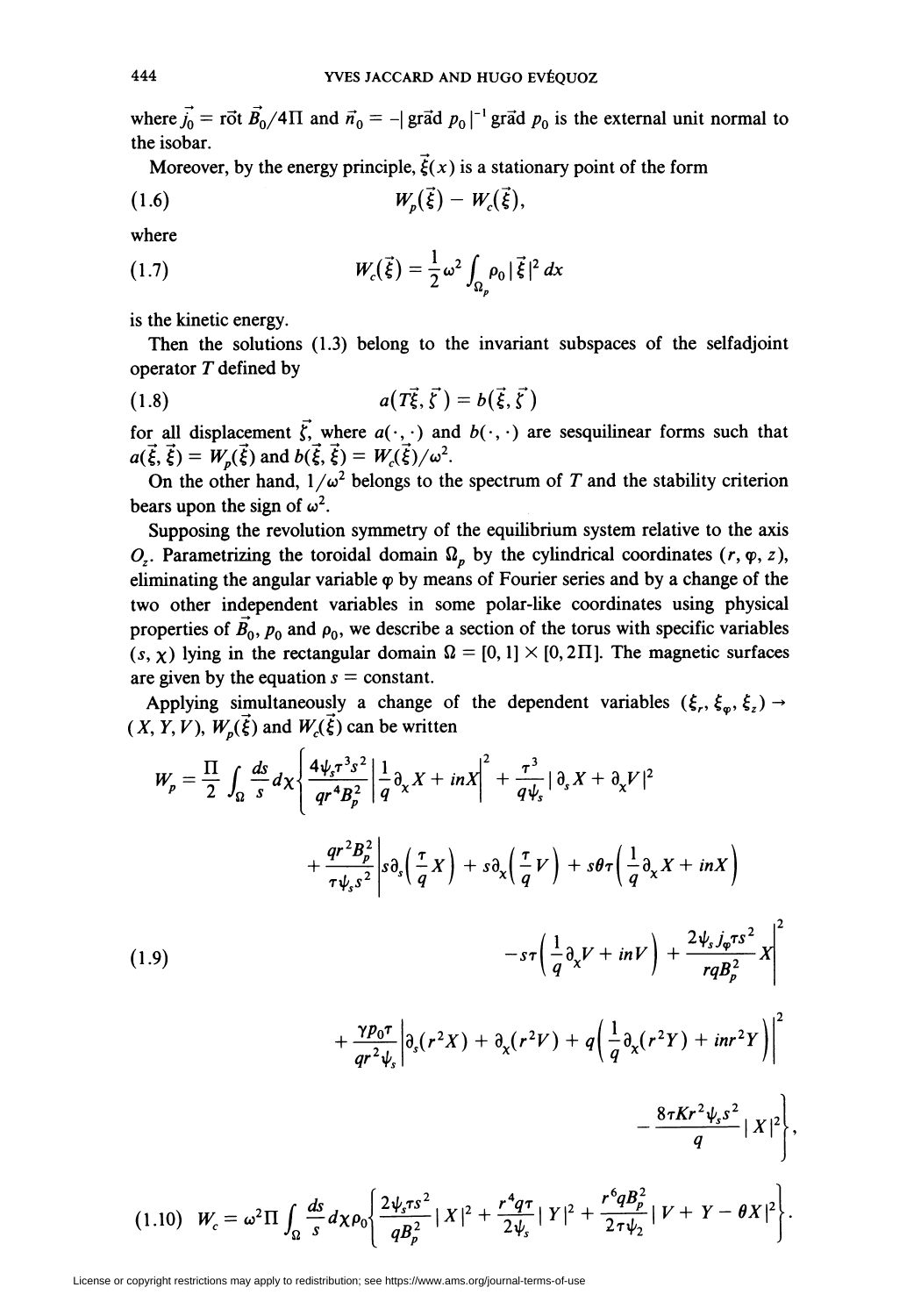where $\vec{j_0} = \text{rôt}\, \vec{B_0}/4\Pi$ and $\vec{n}_0 = -|\,\text{grâd}\, p_0|^{-1}\,\text{grâd}\, p_0$ is the external unit normal to the isobar.

Moreover, by the energy principle, $\vec{\xi}(x)$ is a stationary point of the form

$$W_p(\vec{\xi}) - W_c(\vec{\xi}), \tag{1.6}$$

where

$$W_c(\vec{\xi}) = \frac{1}{2}\omega^2 \int_{\Omega_p} \rho_0 |\vec{\xi}|^2\, dx \tag{1.7}$$

is the kinetic energy.

Then the solutions (1.3) belong to the invariant subspaces of the selfadjoint operator $T$ defined by

$$a(T\vec{\xi}, \vec{\zeta}) = b(\vec{\xi}, \vec{\zeta}) \tag{1.8}$$

for all displacement $\vec{\zeta}$, where $a(\cdot,\cdot)$ and $b(\cdot,\cdot)$ are sesquilinear forms such that $a(\vec{\xi}, \vec{\xi}) = W_p(\vec{\xi})$ and $b(\vec{\xi}, \vec{\xi}) = W_c(\vec{\xi})/\omega^2$.

On the other hand, $1/\omega^2$ belongs to the spectrum of $T$ and the stability criterion bears upon the sign of $\omega^2$.

Supposing the revolution symmetry of the equilibrium system relative to the axis $O_z$. Parametrizing the toroidal domain $\Omega_p$ by the cylindrical coordinates $(r, \varphi, z)$, eliminating the angular variable $\varphi$ by means of Fourier series and by a change of the two other independent variables in some polar-like coordinates using physical properties of $\vec{B}_0$, $p_0$ and $\rho_0$, we describe a section of the torus with specific variables $(s, \chi)$ lying in the rectangular domain $\Omega = [0,1] \times [0, 2\Pi]$. The magnetic surfaces are given by the equation $s = \text{constant}$.

Applying simultaneously a change of the dependent variables $(\xi_r, \xi_\varphi, \xi_z) \to (X, Y, V)$, $W_p(\vec{\xi})$ and $W_c(\vec{\xi})$ can be written

$$\begin{aligned} W_p = \frac{\Pi}{2}\int_\Omega \frac{ds}{s}\, d\chi \Bigg\{ & \frac{4\psi_s \tau^3 s^2}{q r^4 B_p^2}\left|\frac{1}{q}\partial_\chi X + inX\right|^2 + \frac{\tau^3}{q\psi_s}|\partial_s X + \partial_\chi V|^2 \\ & + \frac{q r^2 B_p^2}{\tau \psi_s s^2}\Bigg| s\partial_s\left(\frac{\tau}{q}X\right) + s\partial_\chi\left(\frac{\tau}{q}V\right) + s\theta\tau\left(\frac{1}{q}\partial_\chi X + inX\right) \\ & \qquad - s\tau\left(\frac{1}{q}\partial_\chi V + inV\right) + \frac{2\psi_s j_\varphi \tau s^2}{r q B_p^2}X\Bigg|^2 \\ & + \frac{\gamma p_0 \tau}{q r^2 \psi_s}\left|\partial_s(r^2 X) + \partial_\chi(r^2 V) + q\left(\frac{1}{q}\partial_\chi(r^2 Y) + inr^2 Y\right)\right|^2 \\ & - \frac{8\tau K r^2 \psi_s s^2}{q}|X|^2 \Bigg\}, \end{aligned} \tag{1.9}$$

$$W_c = \omega^2 \Pi \int_\Omega \frac{ds}{s}\, d\chi \rho_0 \left\{ \frac{2\psi_s \tau s^2}{q B_p^2}|X|^2 + \frac{r^4 q \tau}{2\psi_s}|Y|^2 + \frac{r^6 q B_p^2}{2\tau\psi_2}|V + Y - \theta X|^2 \right\}. \tag{1.10}$$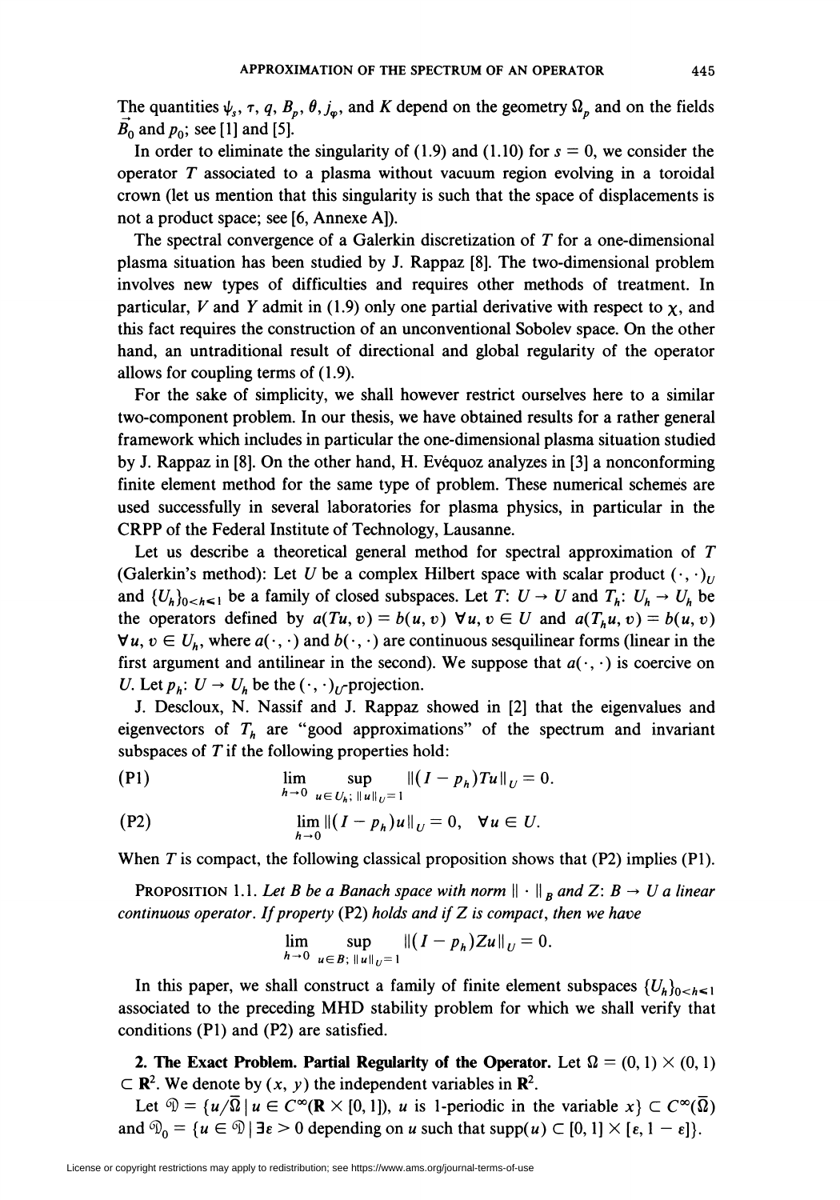The quantities $\psi_s$, $\tau$, $q$, $B_p$, $\theta$, $j_\varphi$, and $K$ depend on the geometry $\Omega_p$ and on the fields $\vec{B}_0$ and $p_0$; see [1] and [5].

In order to eliminate the singularity of (1.9) and (1.10) for $s = 0$, we consider the operator $T$ associated to a plasma without vacuum region evolving in a toroidal crown (let us mention that this singularity is such that the space of displacements is not a product space; see [6, Annexe A]).

The spectral convergence of a Galerkin discretization of $T$ for a one-dimensional plasma situation has been studied by J. Rappaz [8]. The two-dimensional problem involves new types of difficulties and requires other methods of treatment. In particular, $V$ and $Y$ admit in (1.9) only one partial derivative with respect to $\chi$, and this fact requires the construction of an unconventional Sobolev space. On the other hand, an untraditional result of directional and global regularity of the operator allows for coupling terms of (1.9).

For the sake of simplicity, we shall however restrict ourselves here to a similar two-component problem. In our thesis, we have obtained results for a rather general framework which includes in particular the one-dimensional plasma situation studied by J. Rappaz in [8]. On the other hand, H. Evéquoz analyzes in [3] a nonconforming finite element method for the same type of problem. These numerical schemes are used successfully in several laboratories for plasma physics, in particular in the CRPP of the Federal Institute of Technology, Lausanne.

Let us describe a theoretical general method for spectral approximation of $T$ (Galerkin's method): Let $U$ be a complex Hilbert space with scalar product $(\cdot,\cdot)_U$ and $\{U_h\}_{0<h\leq 1}$ be a family of closed subspaces. Let $T\colon U \to U$ and $T_h\colon U_h \to U_h$ be the operators defined by $a(Tu, v) = b(u, v)$ $\forall u, v \in U$ and $a(T_h u, v) = b(u, v)$ $\forall u, v \in U_h$, where $a(\cdot,\cdot)$ and $b(\cdot,\cdot)$ are continuous sesquilinear forms (linear in the first argument and antilinear in the second). We suppose that $a(\cdot,\cdot)$ is coercive on $U$. Let $p_h\colon U \to U_h$ be the $(\cdot,\cdot)_U$-projection.

J. Descloux, N. Nassif and J. Rappaz showed in [2] that the eigenvalues and eigenvectors of $T_h$ are "good approximations" of the spectrum and invariant subspaces of $T$ if the following properties hold:

(P1)
$$\lim_{h\to 0} \sup_{u \in U_h;\ \|u\|_U = 1} \|(I - p_h)Tu\|_U = 0.$$

(P2)
$$\lim_{h\to 0} \|(I - p_h)u\|_U = 0, \quad \forall u \in U.$$

When $T$ is compact, the following classical proposition shows that (P2) implies (P1).

**Proposition 1.1.** *Let $B$ be a Banach space with norm $\|\cdot\|_B$ and $Z\colon B \to U$ a linear continuous operator. If property* (P2) *holds and if $Z$ is compact, then we have*

$$\lim_{h\to 0} \sup_{u \in B;\ \|u\|_U = 1} \|(I - p_h)Zu\|_U = 0.$$

In this paper, we shall construct a family of finite element subspaces $\{U_h\}_{0<h\leq 1}$ associated to the preceding MHD stability problem for which we shall verify that conditions (P1) and (P2) are satisfied.

**2. The Exact Problem. Partial Regularity of the Operator.** Let $\Omega = (0,1)\times(0,1) \subset \mathbf{R}^2$. We denote by $(x, y)$ the independent variables in $\mathbf{R}^2$.

Let $\mathfrak{D} = \{u/\overline{\Omega} \mid u \in C^\infty(\mathbf{R}\times[0,1]),\ u \text{ is 1-periodic in the variable } x\} \subset C^\infty(\overline{\Omega})$ and $\mathfrak{D}_0 = \{u \in \mathfrak{D} \mid \exists \varepsilon > 0 \text{ depending on } u \text{ such that } \operatorname{supp}(u) \subset [0,1]\times[\varepsilon, 1-\varepsilon]\}$.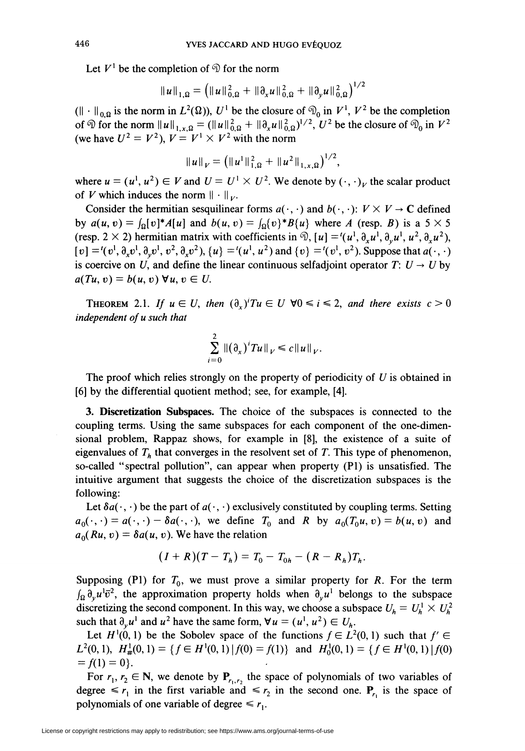Let $V^1$ be the completion of $\mathfrak{D}$ for the norm

$$\|u\|_{1,\Omega} = \left(\|u\|_{0,\Omega}^2 + \|\partial_x u\|_{0,\Omega}^2 + \|\partial_y u\|_{0,\Omega}^2\right)^{1/2}$$

($\|\cdot\|_{0,\Omega}$ is the norm in $L^2(\Omega)$), $U^1$ be the closure of $\mathfrak{D}_0$ in $V^1$, $V^2$ be the completion of $\mathfrak{D}$ for the norm $\|u\|_{1,x,\Omega} = (\|u\|_{0,\Omega}^2 + \|\partial_x u\|_{0,\Omega}^2)^{1/2}$, $U^2$ be the closure of $\mathfrak{D}_0$ in $V^2$ (we have $U^2 = V^2$), $V = V^1 \times V^2$ with the norm

$$\|u\|_V = \left(\|u^1\|_{1,\Omega}^2 + \|u^2\|_{1,x,\Omega}\right)^{1/2},$$

where $u = (u^1, u^2) \in V$ and $U = U^1 \times U^2$. We denote by $(\cdot,\cdot)_V$ the scalar product of $V$ which induces the norm $\|\cdot\|_V$.

Consider the hermitian sesquilinear forms $a(\cdot,\cdot)$ and $b(\cdot,\cdot)$: $V \times V \to \mathbf{C}$ defined by $a(u,v) = \int_\Omega [v]^* A[u]$ and $b(u,v) = \int_\Omega \{v\}^* B\{u\}$ where $A$ (resp. $B$) is a $5 \times 5$ (resp. $2 \times 2$) hermitian matrix with coefficients in $\mathfrak{D}$, $[u] = {}^t(u^1, \partial_x u^1, \partial_y u^1, u^2, \partial_x u^2)$, $[v] = {}^t(v^1, \partial_x v^1, \partial_y v^1, v^2, \partial_x v^2)$, $\{u\} = {}^t(u^1, u^2)$ and $\{v\} = {}^t(v^1, v^2)$. Suppose that $a(\cdot,\cdot)$ is coercive on $U$, and define the linear continuous selfadjoint operator $T$: $U \to U$ by $a(Tu, v) = b(u, v)$ $\forall u, v \in U$.

THEOREM 2.1. *If $u \in U$, then $(\partial_x)^i Tu \in U$ $\forall 0 \leqslant i \leqslant 2$, and there exists $c > 0$ independent of $u$ such that*

$$\sum_{i=0}^{2} \|(\partial_x)^i Tu\|_V \leqslant c\|u\|_V.$$

The proof which relies strongly on the property of periodicity of $U$ is obtained in [6] by the differential quotient method; see, for example, [4].

**3. Discretization Subspaces.** The choice of the subspaces is connected to the coupling terms. Using the same subspaces for each component of the one-dimensional problem, Rappaz shows, for example in [8], the existence of a suite of eigenvalues of $T_h$ that converges in the resolvent set of $T$. This type of phenomenon, so-called "spectral pollution", can appear when property (P1) is unsatisfied. The intuitive argument that suggests the choice of the discretization subspaces is the following:

Let $\delta a(\cdot,\cdot)$ be the part of $a(\cdot,\cdot)$ exclusively constituted by coupling terms. Setting $a_0(\cdot,\cdot) = a(\cdot,\cdot) - \delta a(\cdot,\cdot)$, we define $T_0$ and $R$ by $a_0(T_0 u, v) = b(u, v)$ and $a_0(Ru, v) = \delta a(u, v)$. We have the relation

$$(I + R)(T - T_h) = T_0 - T_{0h} - (R - R_h)T_h.$$

Supposing (P1) for $T_0$, we must prove a similar property for $R$. For the term $\int_\Omega \partial_y u^1 \bar{v}^2$, the approximation property holds when $\partial_y u^1$ belongs to the subspace discretizing the second component. In this way, we choose a subspace $U_h = U_h^1 \times U_h^2$ such that $\partial_y u^1$ and $u^2$ have the same form, $\forall u = (u^1, u^2) \in U_h$.

Let $H^1(0,1)$ be the Sobolev space of the functions $f \in L^2(0,1)$ such that $f' \in L^2(0,1)$, $H^1_{\#}(0,1) = \{f \in H^1(0,1) \mid f(0) = f(1)\}$ and $H^1_0(0,1) = \{f \in H^1(0,1) \mid f(0) = f(1) = 0\}$.

For $r_1, r_2 \in \mathbf{N}$, we denote by $\mathbf{P}_{r_1,r_2}$ the space of polynomials of two variables of degree $\leqslant r_1$ in the first variable and $\leqslant r_2$ in the second one. $\mathbf{P}_{r_1}$ is the space of polynomials of one variable of degree $\leqslant r_1$.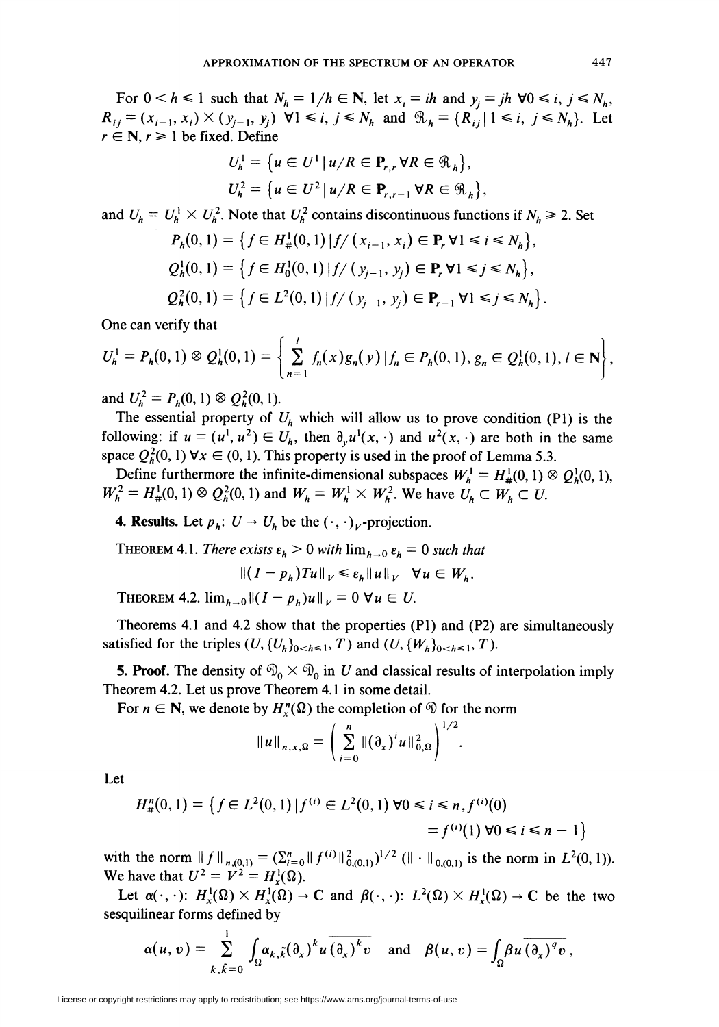For $0 < h \leqslant 1$ such that $N_h = 1/h \in \mathbf{N}$, let $x_i = ih$ and $y_j = jh$ $\forall 0 \leqslant i, j \leqslant N_h$, $R_{ij} = (x_{i-1}, x_i) \times (y_{j-1}, y_j)$ $\forall 1 \leqslant i, j \leqslant N_h$ and $\mathfrak{R}_h = \{R_{ij} \mid 1 \leqslant i, j \leqslant N_h\}$. Let $r \in \mathbf{N}$, $r \geqslant 1$ be fixed. Define

$$U_h^1 = \{u \in U^1 \mid u/R \in \mathbf{P}_{r,r} \ \forall R \in \mathfrak{R}_h\},$$

$$U_h^2 = \{u \in U^2 \mid u/R \in \mathbf{P}_{r,r-1} \ \forall R \in \mathfrak{R}_h\},$$

and $U_h = U_h^1 \times U_h^2$. Note that $U_h^2$ contains discontinuous functions if $N_h \geqslant 2$. Set

$$P_h(0,1) = \{f \in H^1_\#(0,1) \mid f/(x_{i-1}, x_i) \in \mathbf{P}_r \ \forall 1 \leqslant i \leqslant N_h\},$$

$$Q_h^1(0,1) = \{f \in H^1_0(0,1) \mid f/(y_{j-1}, y_j) \in \mathbf{P}_r \ \forall 1 \leqslant j \leqslant N_h\},$$

$$Q_h^2(0,1) = \{f \in L^2(0,1) \mid f/(y_{j-1}, y_j) \in \mathbf{P}_{r-1} \ \forall 1 \leqslant j \leqslant N_h\}.$$

One can verify that

$$U_h^1 = P_h(0,1) \otimes Q_h^1(0,1) = \left\{ \sum_{n=1}^{l} f_n(x) g_n(y) \mid f_n \in P_h(0,1),\, g_n \in Q_h^1(0,1),\, l \in \mathbf{N} \right\},$$

and $U_h^2 = P_h(0,1) \otimes Q_h^2(0,1)$.

The essential property of $U_h$ which will allow us to prove condition (P1) is the following: if $u = (u^1, u^2) \in U_h$, then $\partial_y u^1(x, \cdot)$ and $u^2(x, \cdot)$ are both in the same space $Q_h^2(0,1)$ $\forall x \in (0,1)$. This property is used in the proof of Lemma 5.3.

Define furthermore the infinite-dimensional subspaces $W_h^1 = H^1_\#(0,1) \otimes Q_h^1(0,1)$, $W_h^2 = H^1_\#(0,1) \otimes Q_h^2(0,1)$ and $W_h = W_h^1 \times W_h^2$. We have $U_h \subset W_h \subset U$.

**4. Results.** Let $p_h \colon U \to U_h$ be the $(\cdot,\cdot)_V$-projection.

THEOREM 4.1. *There exists* $\varepsilon_h > 0$ *with* $\lim_{h \to 0} \varepsilon_h = 0$ *such that*

$$\|(I - p_h) T u\|_V \leqslant \varepsilon_h \|u\|_V \quad \forall u \in W_h.$$

THEOREM 4.2. $\lim_{h \to 0} \|(I - p_h) u\|_V = 0$ $\forall u \in U$.

Theorems 4.1 and 4.2 show that the properties (P1) and (P2) are simultaneously satisfied for the triples $(U, \{U_h\}_{0<h\leqslant 1}, T)$ and $(U, \{W_h\}_{0<h\leqslant 1}, T)$.

**5. Proof.** The density of $\mathfrak{D}_0 \times \mathfrak{D}_0$ in $U$ and classical results of interpolation imply Theorem 4.2. Let us prove Theorem 4.1 in some detail.

For $n \in \mathbf{N}$, we denote by $H_x^n(\Omega)$ the completion of $\mathfrak{D}$ for the norm

$$\|u\|_{n,x,\Omega} = \left( \sum_{i=0}^{n} \|(\partial_x)^i u\|_{0,\Omega}^2 \right)^{1/2}.$$

Let

$$H^n_\#(0,1) = \{f \in L^2(0,1) \mid f^{(i)} \in L^2(0,1) \ \forall 0 \leqslant i \leqslant n,\ f^{(i)}(0) = f^{(i)}(1) \ \forall 0 \leqslant i \leqslant n-1\}$$

with the norm $\|f\|_{n,(0,1)} = (\sum_{i=0}^{n} \|f^{(i)}\|_{0,(0,1)}^2)^{1/2}$ ($\|\cdot\|_{0,(0,1)}$ is the norm in $L^2(0,1)$). We have that $U^2 = V^2 = H_x^1(\Omega)$.

Let $\alpha(\cdot,\cdot) \colon H_x^1(\Omega) \times H_x^1(\Omega) \to \mathbf{C}$ and $\beta(\cdot,\cdot) \colon L^2(\Omega) \times H_x^1(\Omega) \to \mathbf{C}$ be the two sesquilinear forms defined by

$$\alpha(u,v) = \sum_{k,\tilde{k}=0}^{1} \int_\Omega \alpha_{k,\tilde{k}} (\partial_x)^k u \, \overline{(\partial_x)^{\tilde{k}} v} \quad \text{and} \quad \beta(u,v) = \int_\Omega \beta u \, \overline{(\partial_x)^q v},$$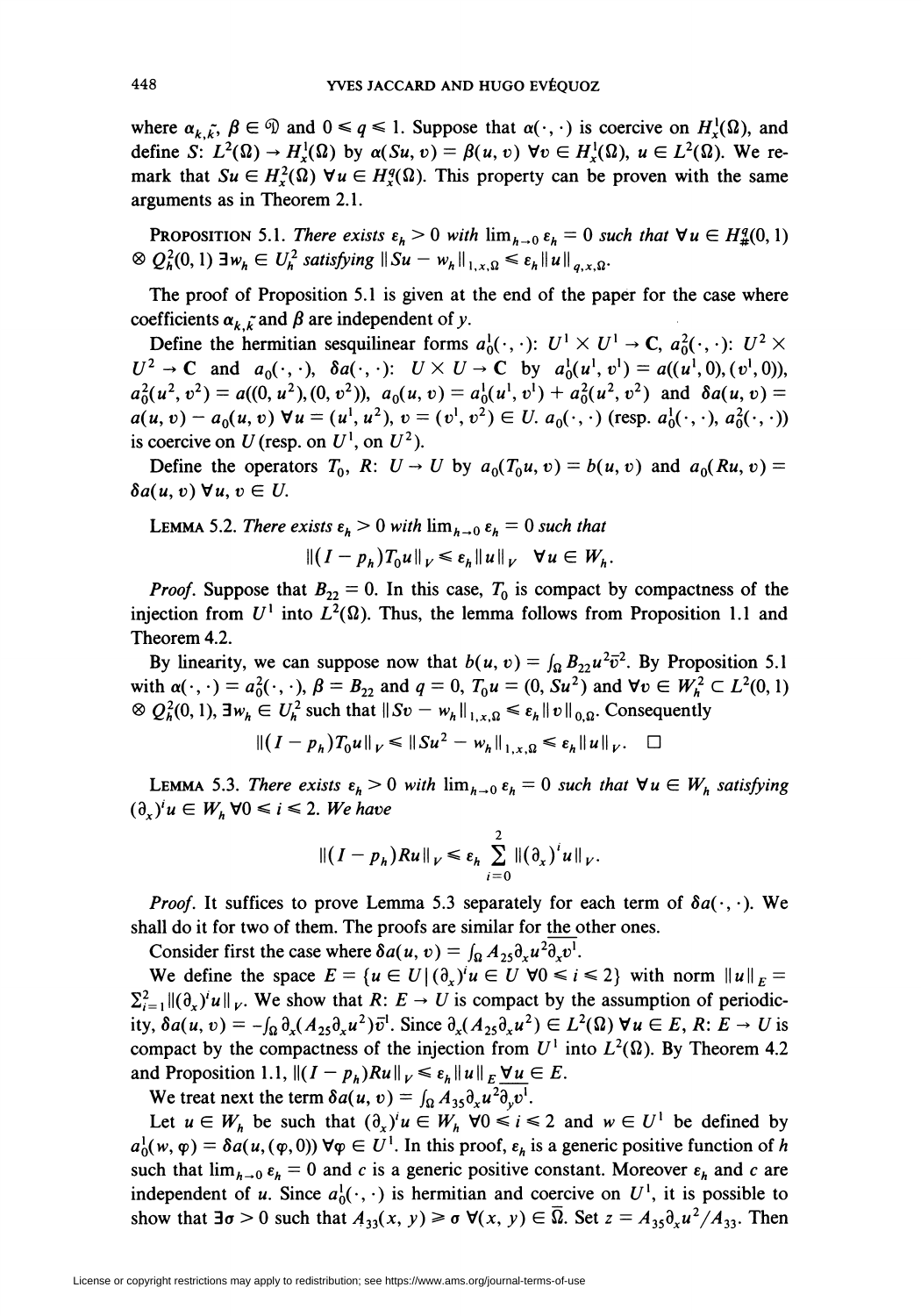where $\alpha_{k,\tilde{k}}, \beta \in \mathfrak{D}$ and $0 \leqslant q \leqslant 1$. Suppose that $\alpha(\cdot, \cdot)$ is coercive on $H^1_x(\Omega)$, and define $S$: $L^2(\Omega) \to H^1_x(\Omega)$ by $\alpha(Su, v) = \beta(u, v)$ $\forall v \in H^1_x(\Omega)$, $u \in L^2(\Omega)$. We remark that $Su \in H^2_x(\Omega)$ $\forall u \in H^q_x(\Omega)$. This property can be proven with the same arguments as in Theorem 2.1.

**Proposition 5.1.** *There exists $\varepsilon_h > 0$ with $\lim_{h\to 0} \varepsilon_h = 0$ such that $\forall u \in H^q_\#(0, 1) \otimes Q^2_h(0, 1)$ $\exists w_h \in U^2_h$ satisfying $\|Su - w_h\|_{1,x,\Omega} \leqslant \varepsilon_h \|u\|_{q,x,\Omega}$.*

The proof of Proposition 5.1 is given at the end of the paper for the case where coefficients $\alpha_{k,\tilde{k}}$ and $\beta$ are independent of $y$.

Define the hermitian sesquilinear forms $a^1_0(\cdot, \cdot)$: $U^1 \times U^1 \to \mathbf{C}$, $a^2_0(\cdot, \cdot)$: $U^2 \times U^2 \to \mathbf{C}$ and $a_0(\cdot, \cdot)$, $\delta a(\cdot, \cdot)$: $U \times U \to \mathbf{C}$ by $a^1_0(u^1, v^1) = a((u^1, 0), (v^1, 0))$, $a^2_0(u^2, v^2) = a((0, u^2), (0, v^2))$, $a_0(u, v) = a^1_0(u^1, v^1) + a^2_0(u^2, v^2)$ and $\delta a(u, v) = a(u, v) - a_0(u, v)$ $\forall u = (u^1, u^2)$, $v = (v^1, v^2) \in U$. $a_0(\cdot, \cdot)$ (resp. $a^1_0(\cdot, \cdot)$, $a^2_0(\cdot, \cdot)$) is coercive on $U$ (resp. on $U^1$, on $U^2$).

Define the operators $T_0$, $R$: $U \to U$ by $a_0(T_0 u, v) = b(u, v)$ and $a_0(Ru, v) = \delta a(u, v)$ $\forall u, v \in U$.

**Lemma 5.2.** *There exists $\varepsilon_h > 0$ with $\lim_{h\to 0} \varepsilon_h = 0$ such that*

$$\|(I - p_h)T_0 u\|_V \leqslant \varepsilon_h \|u\|_V \quad \forall u \in W_h.$$

*Proof.* Suppose that $B_{22} = 0$. In this case, $T_0$ is compact by compactness of the injection from $U^1$ into $L^2(\Omega)$. Thus, the lemma follows from Proposition 1.1 and Theorem 4.2.

By linearity, we can suppose now that $b(u, v) = \int_\Omega B_{22} u^2 \bar{v}^2$. By Proposition 5.1 with $\alpha(\cdot, \cdot) = a^2_0(\cdot, \cdot)$, $\beta = B_{22}$ and $q = 0$, $T_0 u = (0, Su^2)$ and $\forall v \in W^2_h \subset L^2(0, 1) \otimes Q^2_h(0, 1)$, $\exists w_h \in U^2_h$ such that $\|Sv - w_h\|_{1,x,\Omega} \leqslant \varepsilon_h \|v\|_{0,\Omega}$. Consequently

$$\|(I - p_h)T_0 u\|_V \leqslant \|Su^2 - w_h\|_{1,x,\Omega} \leqslant \varepsilon_h \|u\|_V. \quad \square$$

**Lemma 5.3.** *There exists $\varepsilon_h > 0$ with $\lim_{h\to 0} \varepsilon_h = 0$ such that $\forall u \in W_h$ satisfying $(\partial_x)^i u \in W_h$ $\forall 0 \leqslant i \leqslant 2$. We have*

$$\|(I - p_h)Ru\|_V \leqslant \varepsilon_h \sum_{i=0}^{2} \|(\partial_x)^i u\|_V.$$

*Proof.* It suffices to prove Lemma 5.3 separately for each term of $\delta a(\cdot, \cdot)$. We shall do it for two of them. The proofs are similar for the other ones.

Consider first the case where $\delta a(u, v) = \int_\Omega A_{25} \partial_x u^2 \overline{\partial_x v^1}$.

We define the space $E = \{u \in U \,|\, (\partial_x)^i u \in U \ \forall 0 \leqslant i \leqslant 2\}$ with norm $\|u\|_E = \sum_{i=1}^{2} \|(\partial_x)^i u\|_V$. We show that $R$: $E \to U$ is compact by the assumption of periodicity, $\delta a(u, v) = -\int_\Omega \partial_x(A_{25}\partial_x u^2)\bar{v}^1$. Since $\partial_x(A_{25}\partial_x u^2) \in L^2(\Omega)$ $\forall u \in E$, $R$: $E \to U$ is compact by the compactness of the injection from $U^1$ into $L^2(\Omega)$. By Theorem 4.2 and Proposition 1.1, $\|(I - p_h)Ru\|_V \leqslant \varepsilon_h \|u\|_E$ $\forall u \in E$.

We treat next the term $\delta a(u, v) = \int_\Omega A_{35} \partial_x u^2 \overline{\partial_y v^1}$.

Let $u \in W_h$ be such that $(\partial_x)^i u \in W_h$ $\forall 0 \leqslant i \leqslant 2$ and $w \in U^1$ be defined by $a^1_0(w, \varphi) = \delta a(u, (\varphi, 0))$ $\forall \varphi \in U^1$. In this proof, $\varepsilon_h$ is a generic positive function of $h$ such that $\lim_{h\to 0} \varepsilon_h = 0$ and $c$ is a generic positive constant. Moreover $\varepsilon_h$ and $c$ are independent of $u$. Since $a^1_0(\cdot, \cdot)$ is hermitian and coercive on $U^1$, it is possible to show that $\exists \sigma > 0$ such that $A_{33}(x, y) \geqslant \sigma$ $\forall (x, y) \in \bar{\Omega}$. Set $z = A_{35}\partial_x u^2 / A_{33}$. Then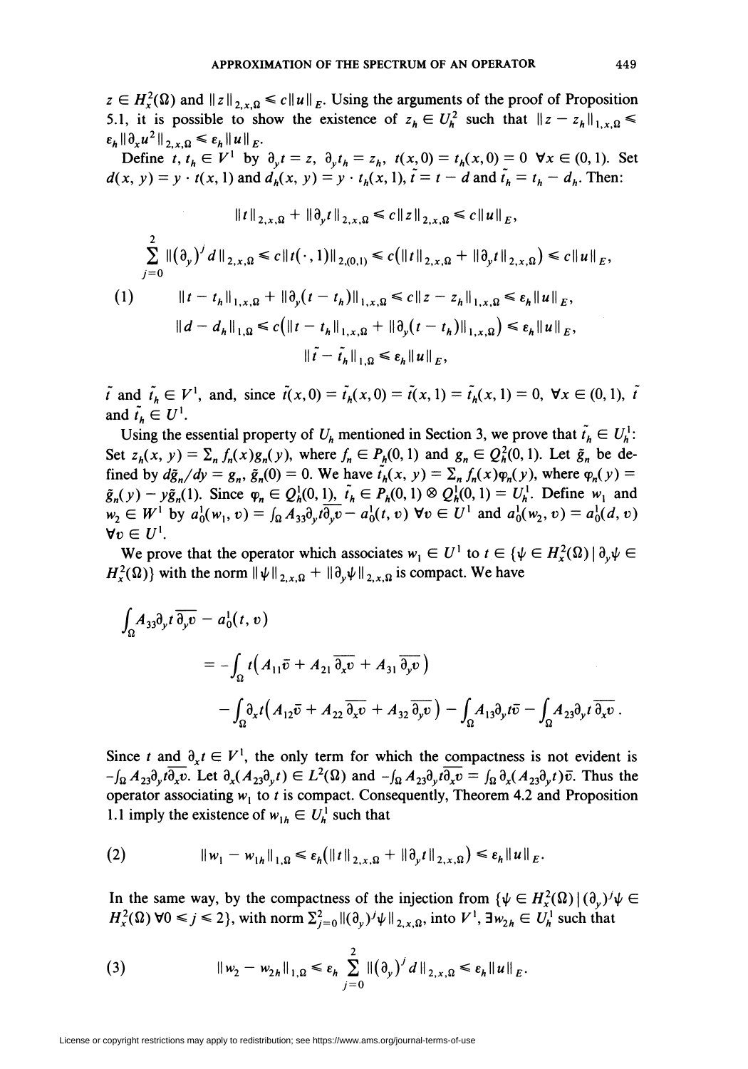$z \in H_x^2(\Omega)$ and $\|z\|_{2,x,\Omega} \leqslant c\|u\|_E$. Using the arguments of the proof of Proposition 5.1, it is possible to show the existence of $z_h \in U_h^2$ such that $\|z - z_h\|_{1,x,\Omega} \leqslant \varepsilon_h \|\partial_x u^2\|_{2,x,\Omega} \leqslant \varepsilon_h \|u\|_E$.

Define $t, t_h \in V^1$ by $\partial_y t = z$, $\partial_y t_h = z_h$, $t(x, 0) = t_h(x, 0) = 0$ $\forall x \in (0, 1)$. Set $d(x, y) = y \cdot t(x, 1)$ and $d_h(x, y) = y \cdot t_h(x, 1)$, $\tilde{t} = t - d$ and $\tilde{t}_h = t_h - d_h$. Then:

$$
\begin{gathered}
\|t\|_{2,x,\Omega} + \|\partial_y t\|_{2,x,\Omega} \leqslant c\|z\|_{2,x,\Omega} \leqslant c\|u\|_E, \\
\sum_{j=0}^{2} \|(\partial_y)^j d\|_{2,x,\Omega} \leqslant c\|t(\cdot, 1)\|_{2,(0,1)} \leqslant c\big(\|t\|_{2,x,\Omega} + \|\partial_y t\|_{2,x,\Omega}\big) \leqslant c\|u\|_E, \\
\|t - t_h\|_{1,x,\Omega} + \|\partial_y(t - t_h)\|_{1,x,\Omega} \leqslant c\|z - z_h\|_{1,x,\Omega} \leqslant \varepsilon_h \|u\|_E, \qquad (1) \\
\|d - d_h\|_{1,\Omega} \leqslant c\big(\|t - t_h\|_{1,x,\Omega} + \|\partial_y(t - t_h)\|_{1,x,\Omega}\big) \leqslant \varepsilon_h \|u\|_E, \\
\|\tilde{t} - \tilde{t}_h\|_{1,\Omega} \leqslant \varepsilon_h \|u\|_E,
\end{gathered}
$$

$\tilde{t}$ and $\tilde{t}_h \in V^1$, and, since $\tilde{t}(x, 0) = \tilde{t}_h(x, 0) = \tilde{t}(x, 1) = \tilde{t}_h(x, 1) = 0$, $\forall x \in (0, 1)$, $\tilde{t}$ and $\tilde{t}_h \in U^1$.

Using the essential property of $U_h$ mentioned in Section 3, we prove that $\tilde{t}_h \in U_h^1$: Set $z_h(x, y) = \sum_n f_n(x) g_n(y)$, where $f_n \in P_h(0, 1)$ and $g_n \in Q_h^2(0, 1)$. Let $\tilde{g}_n$ be defined by $d\tilde{g}_n/dy = g_n$, $\tilde{g}_n(0) = 0$. We have $\tilde{t}_h(x, y) = \sum_n f_n(x)\varphi_n(y)$, where $\varphi_n(y) = \tilde{g}_n(y) - y\tilde{g}_n(1)$. Since $\varphi_n \in Q_h^1(0, 1)$, $\tilde{t}_h \in P_h(0, 1) \otimes Q_h^1(0, 1) = U_h^1$. Define $w_1$ and $w_2 \in W^1$ by $a_0^1(w_1, v) = \int_\Omega A_{33}\partial_y t \overline{\partial_y v} - a_0^1(t, v)$ $\forall v \in U^1$ and $a_0^1(w_2, v) = a_0^1(d, v)$ $\forall v \in U^1$.

We prove that the operator which associates $w_1 \in U^1$ to $t \in \{\psi \in H_x^2(\Omega) \mid \partial_y \psi \in H_x^2(\Omega)\}$ with the norm $\|\psi\|_{2,x,\Omega} + \|\partial_y \psi\|_{2,x,\Omega}$ is compact. We have

$$
\begin{aligned}
\int_\Omega & A_{33}\partial_y t \overline{\partial_y v} - a_0^1(t, v) \\
&= -\int_\Omega t\big(A_{11}\bar{v} + A_{21}\overline{\partial_x v} + A_{31}\overline{\partial_y v}\big) \\
&\quad - \int_\Omega \partial_x t\big(A_{12}\bar{v} + A_{22}\overline{\partial_x v} + A_{32}\overline{\partial_y v}\big) - \int_\Omega A_{13}\partial_y t\bar{v} - \int_\Omega A_{23}\partial_y t\,\overline{\partial_x v}.
\end{aligned}
$$

Since $t$ and $\partial_x t \in V^1$, the only term for which the compactness is not evident is $-\int_\Omega A_{23}\partial_y t \overline{\partial_x v}$. Let $\partial_x(A_{23}\partial_y t) \in L^2(\Omega)$ and $-\int_\Omega A_{23}\partial_y t\overline{\partial_x v} = \int_\Omega \partial_x(A_{23}\partial_y t)\bar{v}$. Thus the operator associating $w_1$ to $t$ is compact. Consequently, Theorem 4.2 and Proposition 1.1 imply the existence of $w_{1h} \in U_h^1$ such that

$$
\|w_1 - w_{1h}\|_{1,\Omega} \leqslant \varepsilon_h\big(\|t\|_{2,x,\Omega} + \|\partial_y t\|_{2,x,\Omega}\big) \leqslant \varepsilon_h \|u\|_E. \qquad (2)
$$

In the same way, by the compactness of the injection from $\{\psi \in H_x^2(\Omega) \mid (\partial_y)^j \psi \in H_x^2(\Omega)\ \forall 0 \leqslant j \leqslant 2\}$, with norm $\sum_{j=0}^2 \|(\partial_y)^j \psi\|_{2,x,\Omega}$, into $V^1$, $\exists w_{2h} \in U_h^1$ such that

$$
\|w_2 - w_{2h}\|_{1,\Omega} \leqslant \varepsilon_h \sum_{j=0}^{2} \|(\partial_y)^j d\|_{2,x,\Omega} \leqslant \varepsilon_h \|u\|_E. \qquad (3)
$$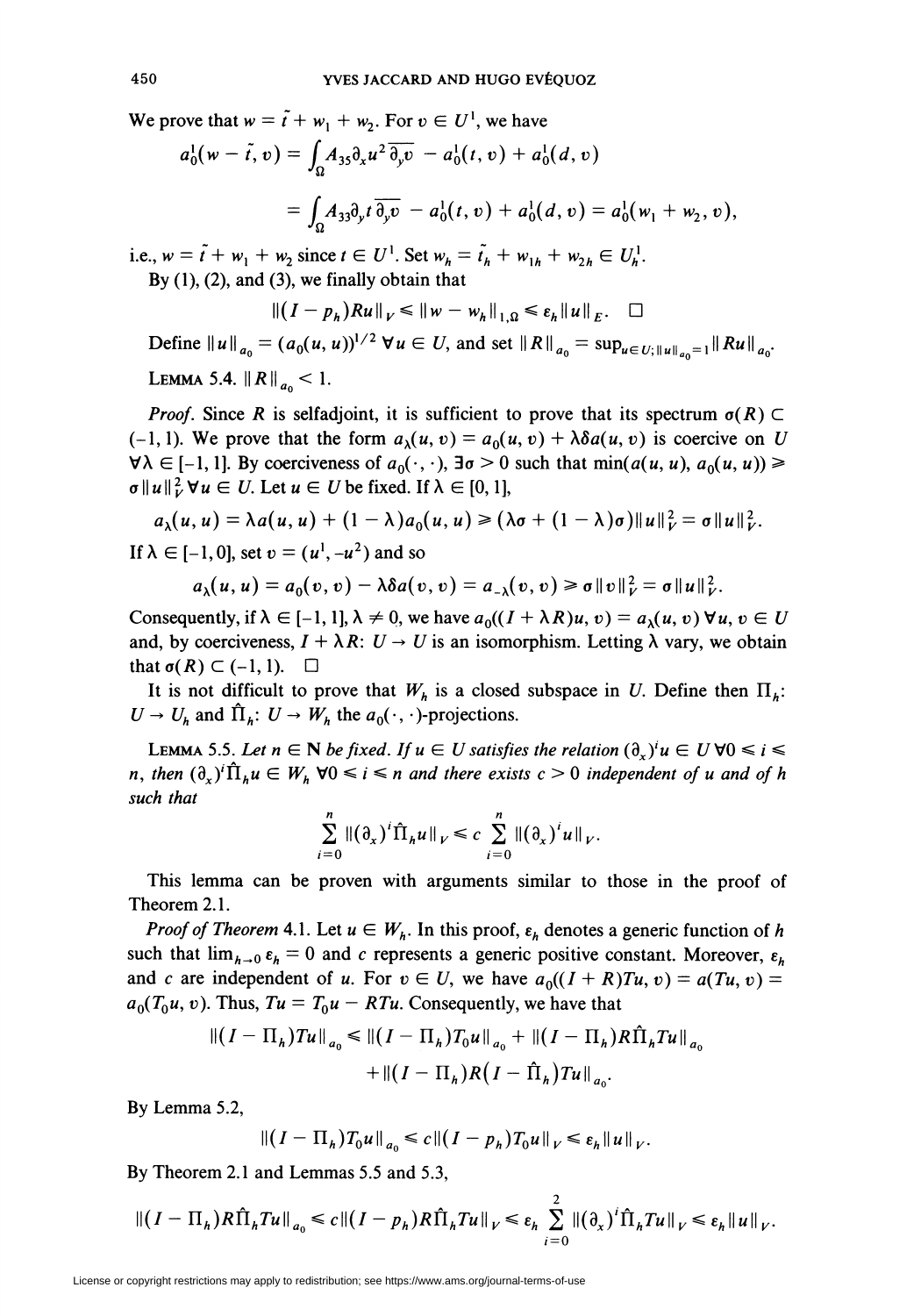We prove that $w = \tilde{t} + w_1 + w_2$. For $v \in U^1$, we have

$$a_0^1(w - \tilde{t}, v) = \int_\Omega A_{35}\partial_x u^2 \overline{\partial_y v} - a_0^1(t, v) + a_0^1(d, v)$$

$$= \int_\Omega A_{33}\partial_y t\, \overline{\partial_y v} - a_0^1(t, v) + a_0^1(d, v) = a_0^1(w_1 + w_2, v),$$

i.e., $w = \tilde{t} + w_1 + w_2$ since $t \in U^1$. Set $w_h = \tilde{t}_h + w_{1h} + w_{2h} \in U_h^1$.

By (1), (2), and (3), we finally obtain that

$$\|(I - p_h)Ru\|_V \leqslant \|w - w_h\|_{1,\Omega} \leqslant \varepsilon_h \|u\|_E. \quad \square$$

Define $\|u\|_{a_0} = (a_0(u, u))^{1/2}\ \forall u \in U$, and set $\|R\|_{a_0} = \sup_{u \in U; \|u\|_{a_0} = 1} \|Ru\|_{a_0}$.

**Lemma 5.4.** $\|R\|_{a_0} < 1$.

*Proof.* Since $R$ is selfadjoint, it is sufficient to prove that its spectrum $\sigma(R) \subset (-1, 1)$. We prove that the form $a_\lambda(u, v) = a_0(u, v) + \lambda\delta a(u, v)$ is coercive on $U$ $\forall \lambda \in [-1, 1]$. By coerciveness of $a_0(\cdot, \cdot)$, $\exists \sigma > 0$ such that $\min(a(u, u), a_0(u, u)) \geqslant \sigma\|u\|_V^2\ \forall u \in U$. Let $u \in U$ be fixed. If $\lambda \in [0, 1]$,

$$a_\lambda(u, u) = \lambda a(u, u) + (1 - \lambda)a_0(u, u) \geqslant (\lambda\sigma + (1 - \lambda)\sigma)\|u\|_V^2 = \sigma\|u\|_V^2.$$

If $\lambda \in [-1, 0]$, set $v = (u^1, -u^2)$ and so

$$a_\lambda(u, u) = a_0(v, v) - \lambda\delta a(v, v) = a_{-\lambda}(v, v) \geqslant \sigma\|v\|_V^2 = \sigma\|u\|_V^2.$$

Consequently, if $\lambda \in [-1, 1]$, $\lambda \neq 0$, we have $a_0((I + \lambda R)u, v) = a_\lambda(u, v)\ \forall u, v \in U$ and, by coerciveness, $I + \lambda R\colon U \to U$ is an isomorphism. Letting $\lambda$ vary, we obtain that $\sigma(R) \subset (-1, 1)$. $\square$

It is not difficult to prove that $W_h$ is a closed subspace in $U$. Define then $\Pi_h\colon U \to U_h$ and $\hat{\Pi}_h\colon U \to W_h$ the $a_0(\cdot, \cdot)$-projections.

**Lemma 5.5.** *Let $n \in \mathbf{N}$ be fixed. If $u \in U$ satisfies the relation $(\partial_x)^i u \in U\ \forall 0 \leqslant i \leqslant n$, then $(\partial_x)^i \hat{\Pi}_h u \in W_h\ \forall 0 \leqslant i \leqslant n$ and there exists $c > 0$ independent of $u$ and of $h$ such that*

$$\sum_{i=0}^{n} \|(\partial_x)^i \hat{\Pi}_h u\|_V \leqslant c \sum_{i=0}^{n} \|(\partial_x)^i u\|_V.$$

This lemma can be proven with arguments similar to those in the proof of Theorem 2.1.

*Proof of Theorem* 4.1. Let $u \in W_h$. In this proof, $\varepsilon_h$ denotes a generic function of $h$ such that $\lim_{h \to 0} \varepsilon_h = 0$ and $c$ represents a generic positive constant. Moreover, $\varepsilon_h$ and $c$ are independent of $u$. For $v \in U$, we have $a_0((I + R)Tu, v) = a(Tu, v) = a_0(T_0 u, v)$. Thus, $Tu = T_0 u - RTu$. Consequently, we have that

$$\|(I - \Pi_h)Tu\|_{a_0} \leqslant \|(I - \Pi_h)T_0 u\|_{a_0} + \|(I - \Pi_h)R\hat{\Pi}_h Tu\|_{a_0}$$
$$+ \|(I - \Pi_h)R(I - \hat{\Pi}_h)Tu\|_{a_0}.$$

By Lemma 5.2,

$$\|(I - \Pi_h)T_0 u\|_{a_0} \leqslant c\|(I - p_h)T_0 u\|_V \leqslant \varepsilon_h \|u\|_V.$$

By Theorem 2.1 and Lemmas 5.5 and 5.3,

$$\|(I - \Pi_h)R\hat{\Pi}_h Tu\|_{a_0} \leqslant c\|(I - p_h)R\hat{\Pi}_h Tu\|_V \leqslant \varepsilon_h \sum_{i=0}^{2} \|(\partial_x)^i \hat{\Pi}_h Tu\|_V \leqslant \varepsilon_h \|u\|_V.$$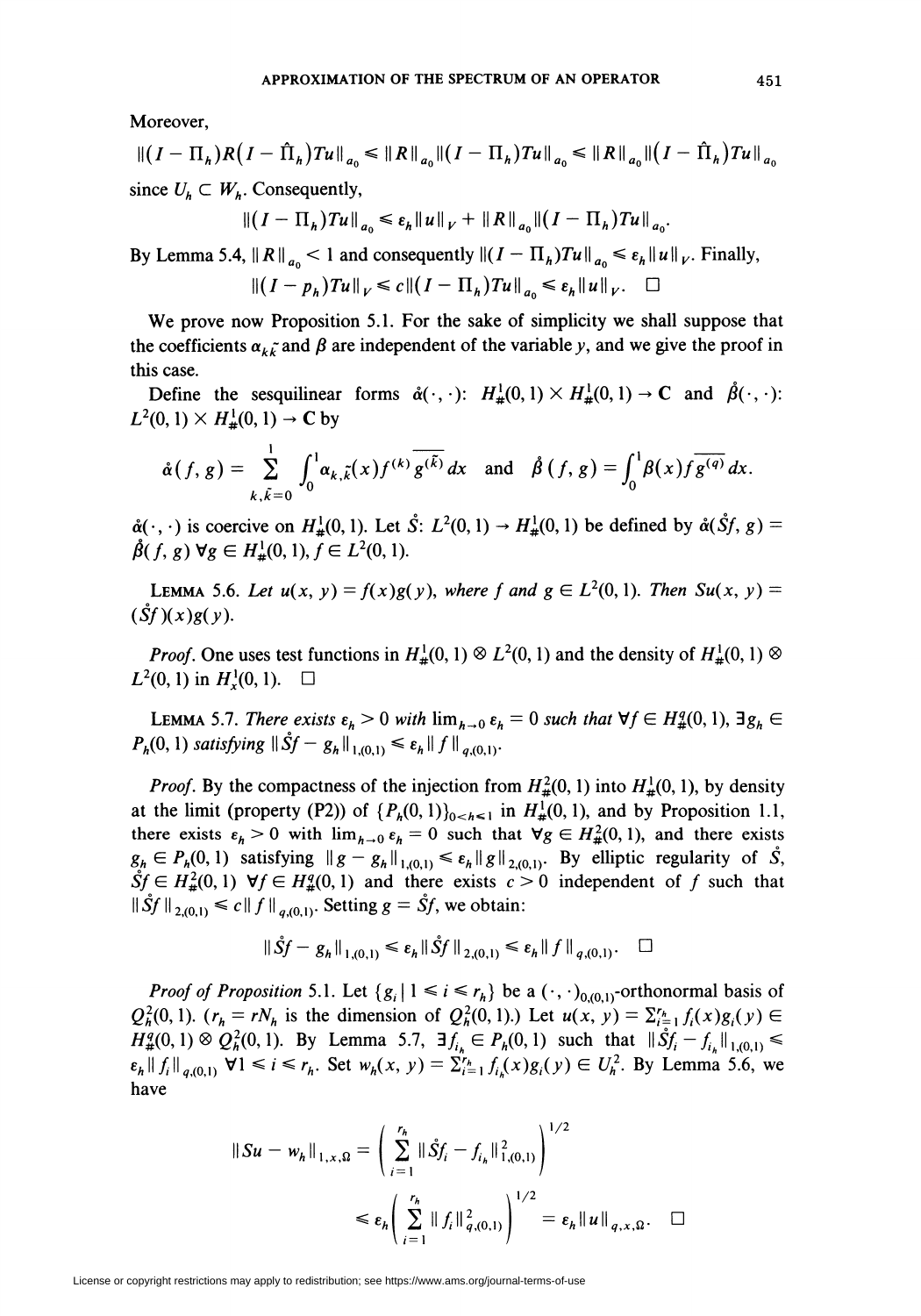Moreover,

$$\|(I-\Pi_h)R(I-\hat{\Pi}_h)Tu\|_{a_0} \leqslant \|R\|_{a_0}\|(I-\Pi_h)Tu\|_{a_0} \leqslant \|R\|_{a_0}\|(I-\hat{\Pi}_h)Tu\|_{a_0}$$

since $U_h \subset W_h$. Consequently,

$$\|(I-\Pi_h)Tu\|_{a_0} \leqslant \varepsilon_h\|u\|_V + \|R\|_{a_0}\|(I-\Pi_h)Tu\|_{a_0}.$$

By Lemma 5.4, $\|R\|_{a_0} < 1$ and consequently $\|(I-\Pi_h)Tu\|_{a_0} \leqslant \varepsilon_h\|u\|_V$. Finally,

$$\|(I-p_h)Tu\|_V \leqslant c\|(I-\Pi_h)Tu\|_{a_0} \leqslant \varepsilon_h\|u\|_V. \quad \square$$

We prove now Proposition 5.1. For the sake of simplicity we shall suppose that the coefficients $\alpha_{k\tilde{k}}$ and $\beta$ are independent of the variable $y$, and we give the proof in this case.

Define the sesquilinear forms $\mathring{\alpha}(\cdot,\cdot)\colon H^1_\#(0,1)\times H^1_\#(0,1)\to \mathbf{C}$ and $\mathring{\beta}(\cdot,\cdot)\colon L^2(0,1)\times H^1_\#(0,1)\to\mathbf{C}$ by

$$\mathring{\alpha}(f,g) = \sum_{k,\tilde{k}=0}^{1}\int_0^1 \alpha_{k,\tilde{k}}(x) f^{(k)}\overline{g^{(\tilde{k})}}\,dx \quad\text{and}\quad \mathring{\beta}(f,g) = \int_0^1 \beta(x) f\overline{g^{(q)}}\,dx.$$

$\mathring{\alpha}(\cdot,\cdot)$ is coercive on $H^1_\#(0,1)$. Let $\mathring{S}\colon L^2(0,1)\to H^1_\#(0,1)$ be defined by $\mathring{\alpha}(\mathring{S}f,g) = \mathring{\beta}(f,g)$ $\forall g\in H^1_\#(0,1)$, $f\in L^2(0,1)$.

LEMMA 5.6. *Let $u(x,y) = f(x)g(y)$, where $f$ and $g\in L^2(0,1)$. Then $Su(x,y) = (\mathring{S}f)(x)g(y)$.*

*Proof*. One uses test functions in $H^1_\#(0,1)\otimes L^2(0,1)$ and the density of $H^1_\#(0,1)\otimes L^2(0,1)$ in $H^1_x(0,1)$. $\square$

LEMMA 5.7. *There exists $\varepsilon_h > 0$ with $\lim_{h\to 0}\varepsilon_h = 0$ such that $\forall f\in H^q_\#(0,1)$, $\exists g_h\in P_h(0,1)$ satisfying $\|\mathring{S}f - g_h\|_{1,(0,1)} \leqslant \varepsilon_h\|f\|_{q,(0,1)}$.*

*Proof*. By the compactness of the injection from $H^2_\#(0,1)$ into $H^1_\#(0,1)$, by density at the limit (property (P2)) of $\{P_h(0,1)\}_{0<h\leqslant 1}$ in $H^1_\#(0,1)$, and by Proposition 1.1, there exists $\varepsilon_h>0$ with $\lim_{h\to 0}\varepsilon_h = 0$ such that $\forall g\in H^2_\#(0,1)$, and there exists $g_h\in P_h(0,1)$ satisfying $\|g-g_h\|_{1,(0,1)}\leqslant\varepsilon_h\|g\|_{2,(0,1)}$. By elliptic regularity of $\mathring{S}$, $\mathring{S}f\in H^2_\#(0,1)$ $\forall f\in H^q_\#(0,1)$ and there exists $c>0$ independent of $f$ such that $\|\mathring{S}f\|_{2,(0,1)}\leqslant c\|f\|_{q,(0,1)}$. Setting $g=\mathring{S}f$, we obtain:

$$\|\mathring{S}f - g_h\|_{1,(0,1)} \leqslant \varepsilon_h\|\mathring{S}f\|_{2,(0,1)} \leqslant \varepsilon_h\|f\|_{q,(0,1)}. \quad\square$$

*Proof of Proposition* 5.1. Let $\{g_i \mid 1\leqslant i\leqslant r_h\}$ be a $(\cdot,\cdot)_{0,(0,1)}$-orthonormal basis of $Q^2_h(0,1)$. ($r_h = rN_h$ is the dimension of $Q^2_h(0,1)$.) Let $u(x,y) = \sum_{i=1}^{r_h} f_i(x)g_i(y)\in H^q_\#(0,1)\otimes Q^2_h(0,1)$. By Lemma 5.7, $\exists f_{i_h}\in P_h(0,1)$ such that $\|\mathring{S}f_i - f_{i_h}\|_{1,(0,1)}\leqslant \varepsilon_h\|f_i\|_{q,(0,1)}$ $\forall 1\leqslant i\leqslant r_h$. Set $w_h(x,y) = \sum_{i=1}^{r_h} f_{i_h}(x)g_i(y)\in U^2_h$. By Lemma 5.6, we have

$$\begin{aligned}\|Su - w_h\|_{1,x,\Omega} &= \left(\sum_{i=1}^{r_h}\|\mathring{S}f_i - f_{i_h}\|^2_{1,(0,1)}\right)^{1/2}\\ &\leqslant \varepsilon_h\left(\sum_{i=1}^{r_h}\|f_i\|^2_{q,(0,1)}\right)^{1/2} = \varepsilon_h\|u\|_{q,x,\Omega}. \quad\square\end{aligned}$$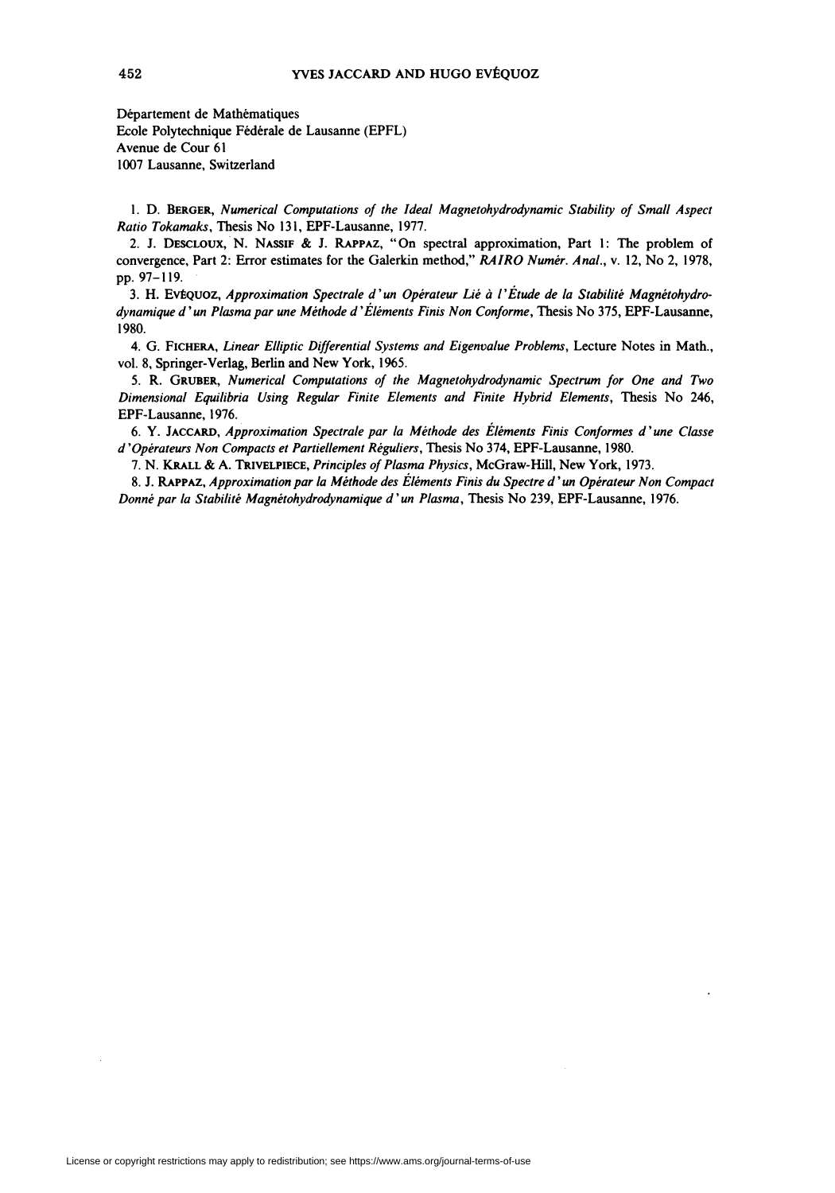Département de Mathématiques
Ecole Polytechnique Fédérale de Lausanne (EPFL)
Avenue de Cour 61
1007 Lausanne, Switzerland

1. D. Berger, *Numerical Computations of the Ideal Magnetohydrodynamic Stability of Small Aspect Ratio Tokamaks*, Thesis No 131, EPF-Lausanne, 1977.

2. J. Descloux, N. Nassif & J. Rappaz, "On spectral approximation, Part 1: The problem of convergence, Part 2: Error estimates for the Galerkin method," *RAIRO Numér. Anal.*, v. 12, No 2, 1978, pp. 97–119.

3. H. Evéquoz, *Approximation Spectrale d'un Opérateur Lié à l'Étude de la Stabilité Magnétohydrodynamique d'un Plasma par une Méthode d'Éléments Finis Non Conforme*, Thesis No 375, EPF-Lausanne, 1980.

4. G. Fichera, *Linear Elliptic Differential Systems and Eigenvalue Problems*, Lecture Notes in Math., vol. 8, Springer-Verlag, Berlin and New York, 1965.

5. R. Gruber, *Numerical Computations of the Magnetohydrodynamic Spectrum for One and Two Dimensional Equilibria Using Regular Finite Elements and Finite Hybrid Elements*, Thesis No 246, EPF-Lausanne, 1976.

6. Y. Jaccard, *Approximation Spectrale par la Méthode des Éléments Finis Conformes d'une Classe d'Opérateurs Non Compacts et Partiellement Réguliers*, Thesis No 374, EPF-Lausanne, 1980.

7. N. Krall & A. Trivelpiece, *Principles of Plasma Physics*, McGraw-Hill, New York, 1973.

8. J. Rappaz, *Approximation par la Méthode des Éléments Finis du Spectre d'un Opérateur Non Compact Donné par la Stabilité Magnétohydrodynamique d'un Plasma*, Thesis No 239, EPF-Lausanne, 1976.